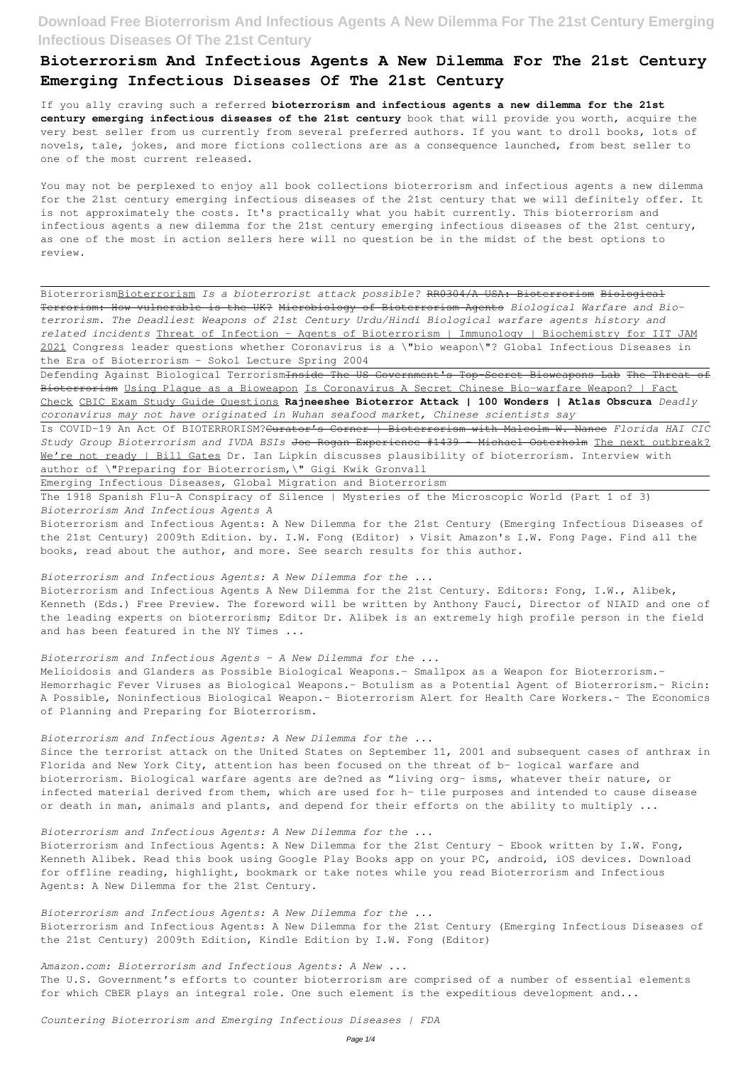# Bioterrorism And Infectious Agents A New Dilemma For The 21st Century Emerging Infectious Diseases Of The 21st Century

If you ally craving such a referred **bioterrorism and infectious agents a new dilemma for the 21st century emerging infectious diseases of the 21st century** book that will provide you worth, acquire the very best seller from us currently from several preferred authors. If you want to droll books, lots of novels, tale, jokes, and more fictions collections are as a consequence launched, from best seller to one of the most current released.

You may not be perplexed to enjoy all book collections bioterrorism and infectious agents a new dilemma for the 21st century emerging infectious diseases of the 21st century that we will definitely offer. It is not approximately the costs. It's practically what you habit currently. This bioterrorism and infectious agents a new dilemma for the 21st century emerging infectious diseases of the 21st century, as one of the most in action sellers here will no question be in the midst of the best options to review.

Bioterrorism Bioterrorism *Is a bioterrorist attack possible?* ~~RR0304/A USA: Bioterrorism Biological Terrorism: How vulnerable is the UK? Microbiology of Bioterrorism Agents~~ *Biological Warfare and Bio-terrorism. The Deadliest Weapons of 21st Century Urdu/Hindi Biological warfare agents history and related incidents* Threat of Infection - Agents of Bioterrorism | Immunology | Biochemistry for IIT JAM 2021 Congress leader questions whether Coronavirus is a "bio weapon"? Global Infectious Diseases in the Era of Bioterrorism - Sokol Lecture Spring 2004

Defending Against Biological Terrorism ~~Inside The US Government's Top-Secret Bioweapons Lab The Threat of Bioterrorism~~ Using Plague as a Bioweapon Is Coronavirus A Secret Chinese Bio-warfare Weapon? | Fact Check CBIC Exam Study Guide Questions **Rajneeshee Bioterror Attack | 100 Wonders | Atlas Obscura** *Deadly coronavirus may not have originated in Wuhan seafood market, Chinese scientists say*

Is COVID-19 An Act Of BIOTERRORISM? ~~Curator's Corner | Bioterrorism with Malcolm W. Nance~~ *Florida HAI CIC Study Group Bioterrorism and IVDA BSIs* ~~Joe Rogan Experience #1439 - Michael Osterholm~~ The next outbreak? We're not ready | Bill Gates Dr. Ian Lipkin discusses plausibility of bioterrorism. Interview with author of "Preparing for Bioterrorism," Gigi Kwik Gronvall

Emerging Infectious Diseases, Global Migration and Bioterrorism

The 1918 Spanish Flu-A Conspiracy of Silence | Mysteries of the Microscopic World (Part 1 of 3)

*Bioterrorism And Infectious Agents A*

Bioterrorism and Infectious Agents: A New Dilemma for the 21st Century (Emerging Infectious Diseases of the 21st Century) 2009th Edition. by. I.W. Fong (Editor) › Visit Amazon's I.W. Fong Page. Find all the books, read about the author, and more. See search results for this author.

*Bioterrorism and Infectious Agents: A New Dilemma for the ...*

Bioterrorism and Infectious Agents A New Dilemma for the 21st Century. Editors: Fong, I.W., Alibek, Kenneth (Eds.) Free Preview. The foreword will be written by Anthony Fauci, Director of NIAID and one of the leading experts on bioterrorism; Editor Dr. Alibek is an extremely high profile person in the field and has been featured in the NY Times ...

*Bioterrorism and Infectious Agents - A New Dilemma for the ...*

Melioidosis and Glanders as Possible Biological Weapons.- Smallpox as a Weapon for Bioterrorism.- Hemorrhagic Fever Viruses as Biological Weapons.- Botulism as a Potential Agent of Bioterrorism.- Ricin: A Possible, Noninfectious Biological Weapon.- Bioterrorism Alert for Health Care Workers.- The Economics of Planning and Preparing for Bioterrorism.

*Bioterrorism and Infectious Agents: A New Dilemma for the ...*

Since the terrorist attack on the United States on September 11, 2001 and subsequent cases of anthrax in Florida and New York City, attention has been focused on the threat of b- logical warfare and bioterrorism. Biological warfare agents are de?ned as "living org- isms, whatever their nature, or infected material derived from them, which are used for h- tile purposes and intended to cause disease or death in man, animals and plants, and depend for their efforts on the ability to multiply ...

*Bioterrorism and Infectious Agents: A New Dilemma for the ...*

Bioterrorism and Infectious Agents: A New Dilemma for the 21st Century - Ebook written by I.W. Fong, Kenneth Alibek. Read this book using Google Play Books app on your PC, android, iOS devices. Download for offline reading, highlight, bookmark or take notes while you read Bioterrorism and Infectious Agents: A New Dilemma for the 21st Century.

*Bioterrorism and Infectious Agents: A New Dilemma for the ...*

Bioterrorism and Infectious Agents: A New Dilemma for the 21st Century (Emerging Infectious Diseases of the 21st Century) 2009th Edition, Kindle Edition by I.W. Fong (Editor)

*Amazon.com: Bioterrorism and Infectious Agents: A New ...*

The U.S. Government's efforts to counter bioterrorism are comprised of a number of essential elements for which CBER plays an integral role. One such element is the expeditious development and...

*Countering Bioterrorism and Emerging Infectious Diseases | FDA*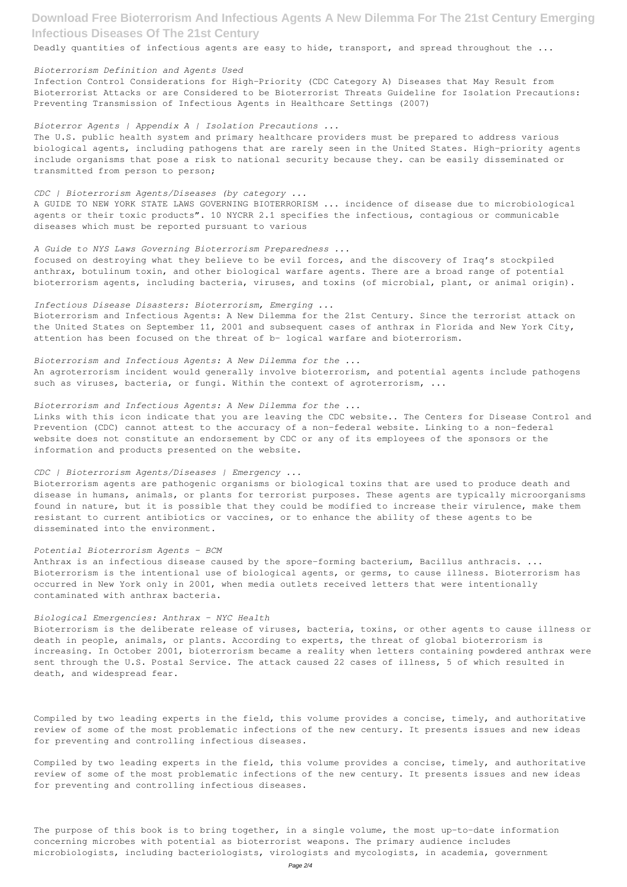Deadly quantities of infectious agents are easy to hide, transport, and spread throughout the ...

*Bioterrorism Definition and Agents Used*

Infection Control Considerations for High-Priority (CDC Category A) Diseases that May Result from Bioterrorist Attacks or are Considered to be Bioterrorist Threats Guideline for Isolation Precautions: Preventing Transmission of Infectious Agents in Healthcare Settings (2007)

*Bioterror Agents | Appendix A | Isolation Precautions ...*

The U.S. public health system and primary healthcare providers must be prepared to address various biological agents, including pathogens that are rarely seen in the United States. High-priority agents include organisms that pose a risk to national security because they. can be easily disseminated or transmitted from person to person;

*CDC | Bioterrorism Agents/Diseases (by category ...*

A GUIDE TO NEW YORK STATE LAWS GOVERNING BIOTERRORISM ... incidence of disease due to microbiological agents or their toxic products". 10 NYCRR 2.1 specifies the infectious, contagious or communicable diseases which must be reported pursuant to various

*A Guide to NYS Laws Governing Bioterrorism Preparedness ...*

focused on destroying what they believe to be evil forces, and the discovery of Iraq's stockpiled anthrax, botulinum toxin, and other biological warfare agents. There are a broad range of potential bioterrorism agents, including bacteria, viruses, and toxins (of microbial, plant, or animal origin).

*Infectious Disease Disasters: Bioterrorism, Emerging ...*

Bioterrorism and Infectious Agents: A New Dilemma for the 21st Century. Since the terrorist attack on the United States on September 11, 2001 and subsequent cases of anthrax in Florida and New York City, attention has been focused on the threat of b- logical warfare and bioterrorism.

*Bioterrorism and Infectious Agents: A New Dilemma for the ...*

An agroterrorism incident would generally involve bioterrorism, and potential agents include pathogens such as viruses, bacteria, or fungi. Within the context of agroterrorism, ...

*Bioterrorism and Infectious Agents: A New Dilemma for the ...*

Links with this icon indicate that you are leaving the CDC website.. The Centers for Disease Control and Prevention (CDC) cannot attest to the accuracy of a non-federal website. Linking to a non-federal website does not constitute an endorsement by CDC or any of its employees of the sponsors or the information and products presented on the website.

*CDC | Bioterrorism Agents/Diseases | Emergency ...*

Bioterrorism agents are pathogenic organisms or biological toxins that are used to produce death and disease in humans, animals, or plants for terrorist purposes. These agents are typically microorganisms found in nature, but it is possible that they could be modified to increase their virulence, make them resistant to current antibiotics or vaccines, or to enhance the ability of these agents to be disseminated into the environment.

*Potential Bioterrorism Agents - BCM*

Anthrax is an infectious disease caused by the spore-forming bacterium, Bacillus anthracis. ... Bioterrorism is the intentional use of biological agents, or germs, to cause illness. Bioterrorism has occurred in New York only in 2001, when media outlets received letters that were intentionally contaminated with anthrax bacteria.

*Biological Emergencies: Anthrax - NYC Health*

Bioterrorism is the deliberate release of viruses, bacteria, toxins, or other agents to cause illness or death in people, animals, or plants. According to experts, the threat of global bioterrorism is increasing. In October 2001, bioterrorism became a reality when letters containing powdered anthrax were sent through the U.S. Postal Service. The attack caused 22 cases of illness, 5 of which resulted in death, and widespread fear.

Compiled by two leading experts in the field, this volume provides a concise, timely, and authoritative review of some of the most problematic infections of the new century. It presents issues and new ideas for preventing and controlling infectious diseases.

Compiled by two leading experts in the field, this volume provides a concise, timely, and authoritative review of some of the most problematic infections of the new century. It presents issues and new ideas for preventing and controlling infectious diseases.

The purpose of this book is to bring together, in a single volume, the most up-to-date information concerning microbes with potential as bioterrorist weapons. The primary audience includes microbiologists, including bacteriologists, virologists and mycologists, in academia, government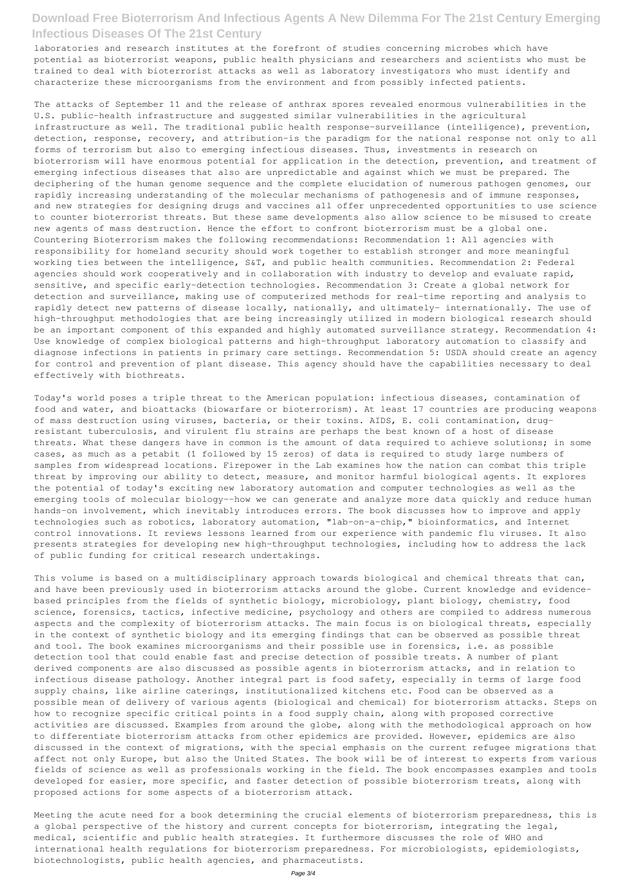laboratories and research institutes at the forefront of studies concerning microbes which have potential as bioterrorist weapons, public health physicians and researchers and scientists who must be trained to deal with bioterrorist attacks as well as laboratory investigators who must identify and characterize these microorganisms from the environment and from possibly infected patients.

The attacks of September 11 and the release of anthrax spores revealed enormous vulnerabilities in the U.S. public-health infrastructure and suggested similar vulnerabilities in the agricultural infrastructure as well. The traditional public health response-surveillance (intelligence), prevention, detection, response, recovery, and attribution-is the paradigm for the national response not only to all forms of terrorism but also to emerging infectious diseases. Thus, investments in research on bioterrorism will have enormous potential for application in the detection, prevention, and treatment of emerging infectious diseases that also are unpredictable and against which we must be prepared. The deciphering of the human genome sequence and the complete elucidation of numerous pathogen genomes, our rapidly increasing understanding of the molecular mechanisms of pathogenesis and of immune responses, and new strategies for designing drugs and vaccines all offer unprecedented opportunities to use science to counter bioterrorist threats. But these same developments also allow science to be misused to create new agents of mass destruction. Hence the effort to confront bioterrorism must be a global one. Countering Bioterrorism makes the following recommendations: Recommendation 1: All agencies with responsibility for homeland security should work together to establish stronger and more meaningful working ties between the intelligence, S&T, and public health communities. Recommendation 2: Federal agencies should work cooperatively and in collaboration with industry to develop and evaluate rapid, sensitive, and specific early-detection technologies. Recommendation 3: Create a global network for detection and surveillance, making use of computerized methods for real-time reporting and analysis to rapidly detect new patterns of disease locally, nationally, and ultimately- internationally. The use of high-throughput methodologies that are being increasingly utilized in modern biological research should be an important component of this expanded and highly automated surveillance strategy. Recommendation 4: Use knowledge of complex biological patterns and high-throughput laboratory automation to classify and diagnose infections in patients in primary care settings. Recommendation 5: USDA should create an agency for control and prevention of plant disease. This agency should have the capabilities necessary to deal effectively with biothreats.

Today's world poses a triple threat to the American population: infectious diseases, contamination of food and water, and bioattacks (biowarfare or bioterrorism). At least 17 countries are producing weapons of mass destruction using viruses, bacteria, or their toxins. AIDS, E. coli contamination, drug-resistant tuberculosis, and virulent flu strains are perhaps the best known of a host of disease threats. What these dangers have in common is the amount of data required to achieve solutions; in some cases, as much as a petabit (1 followed by 15 zeros) of data is required to study large numbers of samples from widespread locations. Firepower in the Lab examines how the nation can combat this triple threat by improving our ability to detect, measure, and monitor harmful biological agents. It explores the potential of today's exciting new laboratory automation and computer technologies as well as the emerging tools of molecular biology--how we can generate and analyze more data quickly and reduce human hands-on involvement, which inevitably introduces errors. The book discusses how to improve and apply technologies such as robotics, laboratory automation, "lab-on-a-chip," bioinformatics, and Internet control innovations. It reviews lessons learned from our experience with pandemic flu viruses. It also presents strategies for developing new high-throughput technologies, including how to address the lack of public funding for critical research undertakings.

This volume is based on a multidisciplinary approach towards biological and chemical threats that can, and have been previously used in bioterrorism attacks around the globe. Current knowledge and evidence-based principles from the fields of synthetic biology, microbiology, plant biology, chemistry, food science, forensics, tactics, infective medicine, psychology and others are compiled to address numerous aspects and the complexity of bioterrorism attacks. The main focus is on biological threats, especially in the context of synthetic biology and its emerging findings that can be observed as possible threat and tool. The book examines microorganisms and their possible use in forensics, i.e. as possible detection tool that could enable fast and precise detection of possible treats. A number of plant derived components are also discussed as possible agents in bioterrorism attacks, and in relation to infectious disease pathology. Another integral part is food safety, especially in terms of large food supply chains, like airline caterings, institutionalized kitchens etc. Food can be observed as a possible mean of delivery of various agents (biological and chemical) for bioterrorism attacks. Steps on how to recognize specific critical points in a food supply chain, along with proposed corrective activities are discussed. Examples from around the globe, along with the methodological approach on how to differentiate bioterrorism attacks from other epidemics are provided. However, epidemics are also discussed in the context of migrations, with the special emphasis on the current refugee migrations that affect not only Europe, but also the United States. The book will be of interest to experts from various fields of science as well as professionals working in the field. The book encompasses examples and tools developed for easier, more specific, and faster detection of possible bioterrorism treats, along with proposed actions for some aspects of a bioterrorism attack.

Meeting the acute need for a book determining the crucial elements of bioterrorism preparedness, this is a global perspective of the history and current concepts for bioterrorism, integrating the legal, medical, scientific and public health strategies. It furthermore discusses the role of WHO and international health regulations for bioterrorism preparedness. For microbiologists, epidemiologists, biotechnologists, public health agencies, and pharmaceutists.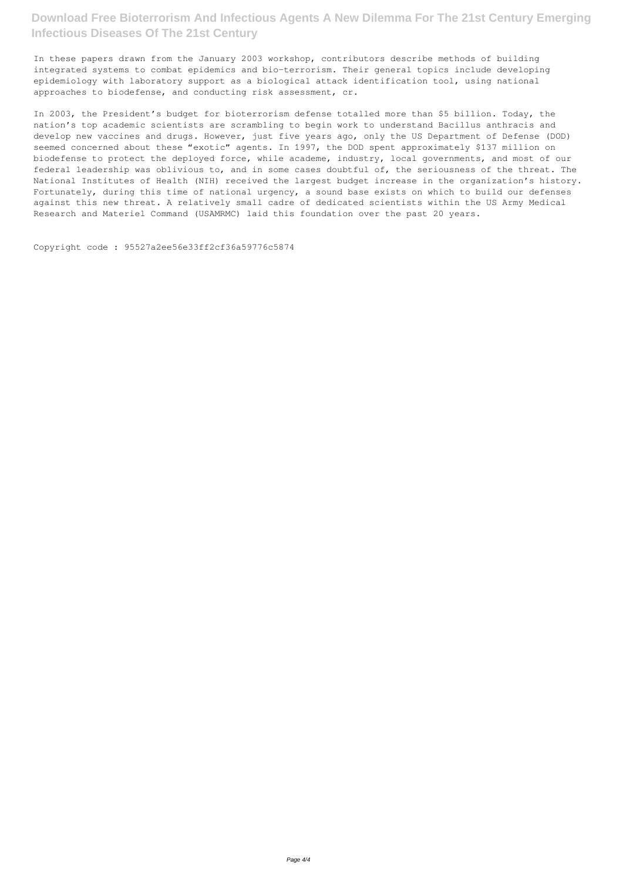In these papers drawn from the January 2003 workshop, contributors describe methods of building integrated systems to combat epidemics and bio-terrorism. Their general topics include developing epidemiology with laboratory support as a biological attack identification tool, using national approaches to biodefense, and conducting risk assessment, cr.

In 2003, the President's budget for bioterrorism defense totalled more than $5 billion. Today, the nation's top academic scientists are scrambling to begin work to understand Bacillus anthracis and develop new vaccines and drugs. However, just five years ago, only the US Department of Defense (DOD) seemed concerned about these "exotic" agents. In 1997, the DOD spent approximately $137 million on biodefense to protect the deployed force, while academe, industry, local governments, and most of our federal leadership was oblivious to, and in some cases doubtful of, the seriousness of the threat. The National Institutes of Health (NIH) received the largest budget increase in the organization's history. Fortunately, during this time of national urgency, a sound base exists on which to build our defenses against this new threat. A relatively small cadre of dedicated scientists within the US Army Medical Research and Materiel Command (USAMRMC) laid this foundation over the past 20 years.

Copyright code : 95527a2ee56e33ff2cf36a59776c5874